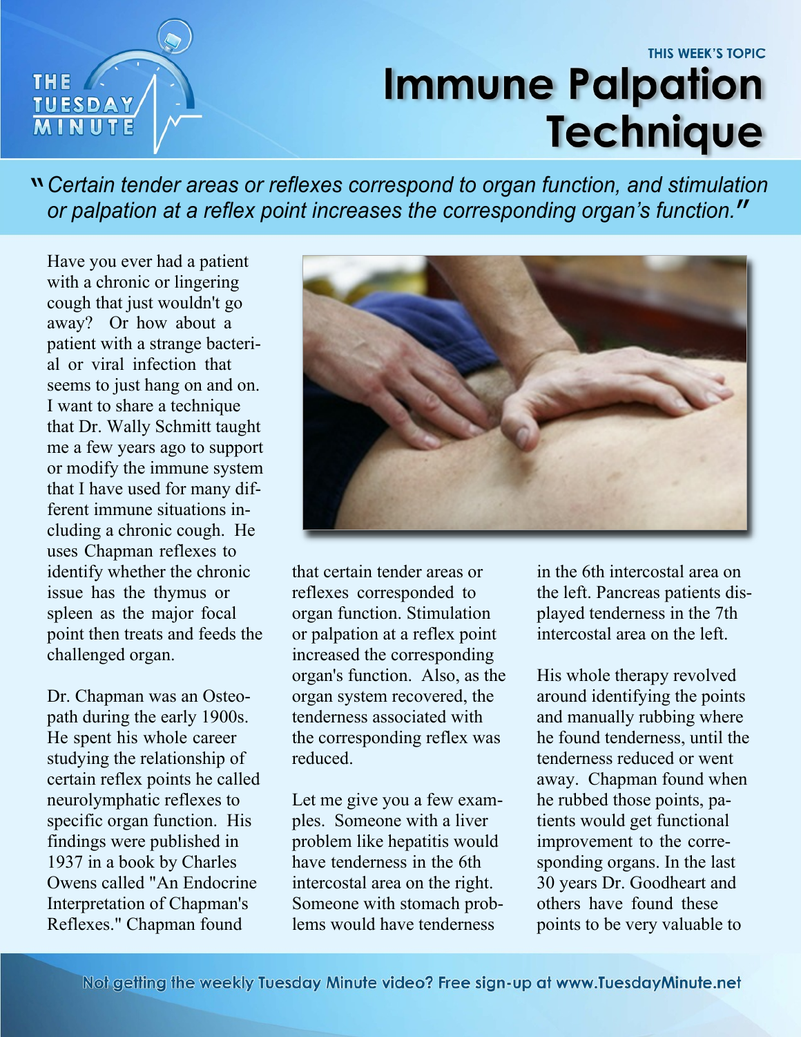THIS WEEK'S TOPIC

# Immune Palpation Technique

> *"Certain tender areas or reflexes correspond to organ function, and stimulation or palpation at a reflex point increases the corresponding organ's function."*

Have you ever had a patient with a chronic or lingering cough that just wouldn't go away? Or how about a patient with a strange bacterial or viral infection that seems to just hang on and on. I want to share a technique that Dr. Wally Schmitt taught me a few years ago to support or modify the immune system that I have used for many different immune situations including a chronic cough. He uses Chapman reflexes to identify whether the chronic issue has the thymus or spleen as the major focal point then treats and feeds the challenged organ.

Dr. Chapman was an Osteopath during the early 1900s. He spent his whole career studying the relationship of certain reflex points he called neurolymphatic reflexes to specific organ function. His findings were published in 1937 in a book by Charles Owens called "An Endocrine Interpretation of Chapman's Reflexes." Chapman found that certain tender areas or reflexes corresponded to organ function. Stimulation or palpation at a reflex point increased the corresponding organ's function. Also, as the organ system recovered, the tenderness associated with the corresponding reflex was reduced.

Let me give you a few examples. Someone with a liver problem like hepatitis would have tenderness in the 6th intercostal area on the right. Someone with stomach problems would have tenderness in the 6th intercostal area on the left. Pancreas patients displayed tenderness in the 7th intercostal area on the left.

His whole therapy revolved around identifying the points and manually rubbing where he found tenderness, until the tenderness reduced or went away. Chapman found when he rubbed those points, patients would get functional improvement to the corresponding organs. In the last 30 years Dr. Goodheart and others have found these points to be very valuable to

Not getting the weekly Tuesday Minute video? Free sign-up at www.TuesdayMinute.net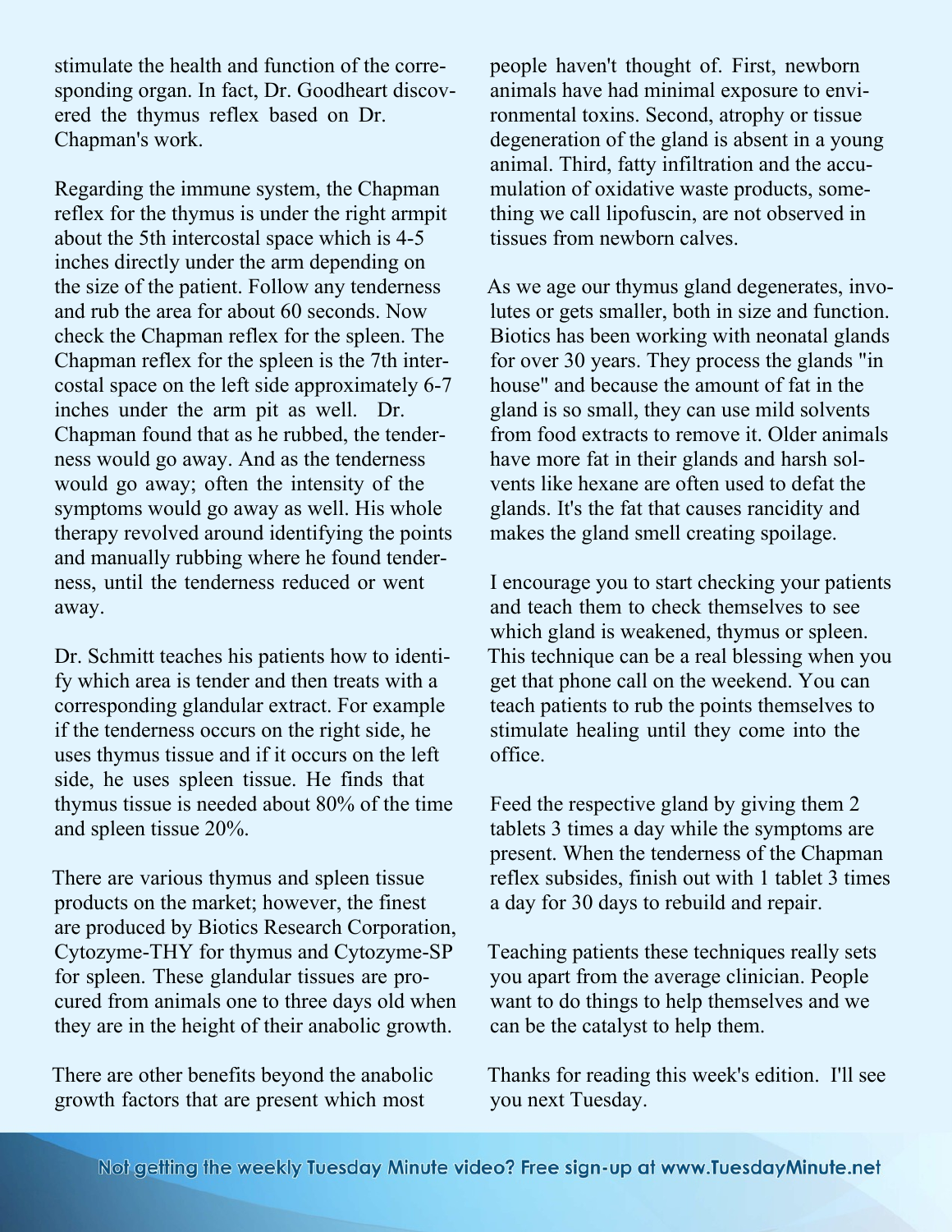stimulate the health and function of the corresponding organ. In fact, Dr. Goodheart discovered the thymus reflex based on Dr. Chapman's work.

Regarding the immune system, the Chapman reflex for the thymus is under the right armpit about the 5th intercostal space which is 4-5 inches directly under the arm depending on the size of the patient. Follow any tenderness and rub the area for about 60 seconds. Now check the Chapman reflex for the spleen. The Chapman reflex for the spleen is the 7th intercostal space on the left side approximately 6-7 inches under the arm pit as well. Dr. Chapman found that as he rubbed, the tenderness would go away. And as the tenderness would go away; often the intensity of the symptoms would go away as well. His whole therapy revolved around identifying the points and manually rubbing where he found tenderness, until the tenderness reduced or went away.

Dr. Schmitt teaches his patients how to identify which area is tender and then treats with a corresponding glandular extract. For example if the tenderness occurs on the right side, he uses thymus tissue and if it occurs on the left side, he uses spleen tissue. He finds that thymus tissue is needed about 80% of the time and spleen tissue 20%.

There are various thymus and spleen tissue products on the market; however, the finest are produced by Biotics Research Corporation, Cytozyme-THY for thymus and Cytozyme-SP for spleen. These glandular tissues are procured from animals one to three days old when they are in the height of their anabolic growth.

There are other benefits beyond the anabolic growth factors that are present which most people haven't thought of. First, newborn animals have had minimal exposure to environmental toxins. Second, atrophy or tissue degeneration of the gland is absent in a young animal. Third, fatty infiltration and the accumulation of oxidative waste products, something we call lipofuscin, are not observed in tissues from newborn calves.

As we age our thymus gland degenerates, involutes or gets smaller, both in size and function. Biotics has been working with neonatal glands for over 30 years. They process the glands "in house" and because the amount of fat in the gland is so small, they can use mild solvents from food extracts to remove it. Older animals have more fat in their glands and harsh solvents like hexane are often used to defat the glands. It's the fat that causes rancidity and makes the gland smell creating spoilage.

I encourage you to start checking your patients and teach them to check themselves to see which gland is weakened, thymus or spleen. This technique can be a real blessing when you get that phone call on the weekend. You can teach patients to rub the points themselves to stimulate healing until they come into the office.

Feed the respective gland by giving them 2 tablets 3 times a day while the symptoms are present. When the tenderness of the Chapman reflex subsides, finish out with 1 tablet 3 times a day for 30 days to rebuild and repair.

Teaching patients these techniques really sets you apart from the average clinician. People want to do things to help themselves and we can be the catalyst to help them.

Thanks for reading this week's edition. I'll see you next Tuesday.

**Not getting the weekly Tuesday Minute video? Free sign-up at www.TuesdayMinute.net**